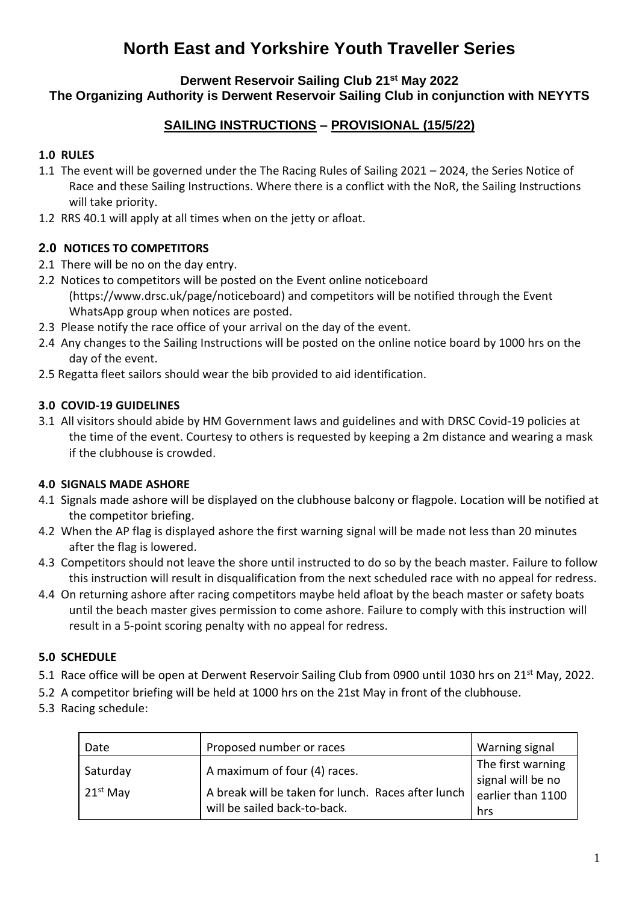# North East and Yorkshire Youth Traveller Series

**Derwent Reservoir Sailing Club 21st May 2022**
**The Organizing Authority is Derwent Reservoir Sailing Club in conjunction with NEYYTS**

## SAILING INSTRUCTIONS – PROVISIONAL (15/5/22)

### 1.0 RULES

1.1 The event will be governed under the The Racing Rules of Sailing 2021 – 2024, the Series Notice of Race and these Sailing Instructions. Where there is a conflict with the NoR, the Sailing Instructions will take priority.

1.2 RRS 40.1 will apply at all times when on the jetty or afloat.

### 2.0 NOTICES TO COMPETITORS

2.1 There will be no on the day entry.

2.2 Notices to competitors will be posted on the Event online noticeboard (https://www.drsc.uk/page/noticeboard) and competitors will be notified through the Event WhatsApp group when notices are posted.

2.3 Please notify the race office of your arrival on the day of the event.

2.4 Any changes to the Sailing Instructions will be posted on the online notice board by 1000 hrs on the day of the event.

2.5 Regatta fleet sailors should wear the bib provided to aid identification.

### 3.0 COVID-19 GUIDELINES

3.1 All visitors should abide by HM Government laws and guidelines and with DRSC Covid-19 policies at the time of the event. Courtesy to others is requested by keeping a 2m distance and wearing a mask if the clubhouse is crowded.

### 4.0 SIGNALS MADE ASHORE

4.1 Signals made ashore will be displayed on the clubhouse balcony or flagpole. Location will be notified at the competitor briefing.

4.2 When the AP flag is displayed ashore the first warning signal will be made not less than 20 minutes after the flag is lowered.

4.3 Competitors should not leave the shore until instructed to do so by the beach master. Failure to follow this instruction will result in disqualification from the next scheduled race with no appeal for redress.

4.4 On returning ashore after racing competitors maybe held afloat by the beach master or safety boats until the beach master gives permission to come ashore. Failure to comply with this instruction will result in a 5-point scoring penalty with no appeal for redress.

### 5.0 SCHEDULE

5.1 Race office will be open at Derwent Reservoir Sailing Club from 0900 until 1030 hrs on 21st May, 2022.

5.2 A competitor briefing will be held at 1000 hrs on the 21st May in front of the clubhouse.

5.3 Racing schedule:

| Date | Proposed number or races | Warning signal |
|---|---|---|
| Saturday 21st May | A maximum of four (4) races. A break will be taken for lunch. Races after lunch will be sailed back-to-back. | The first warning signal will be no earlier than 1100 hrs |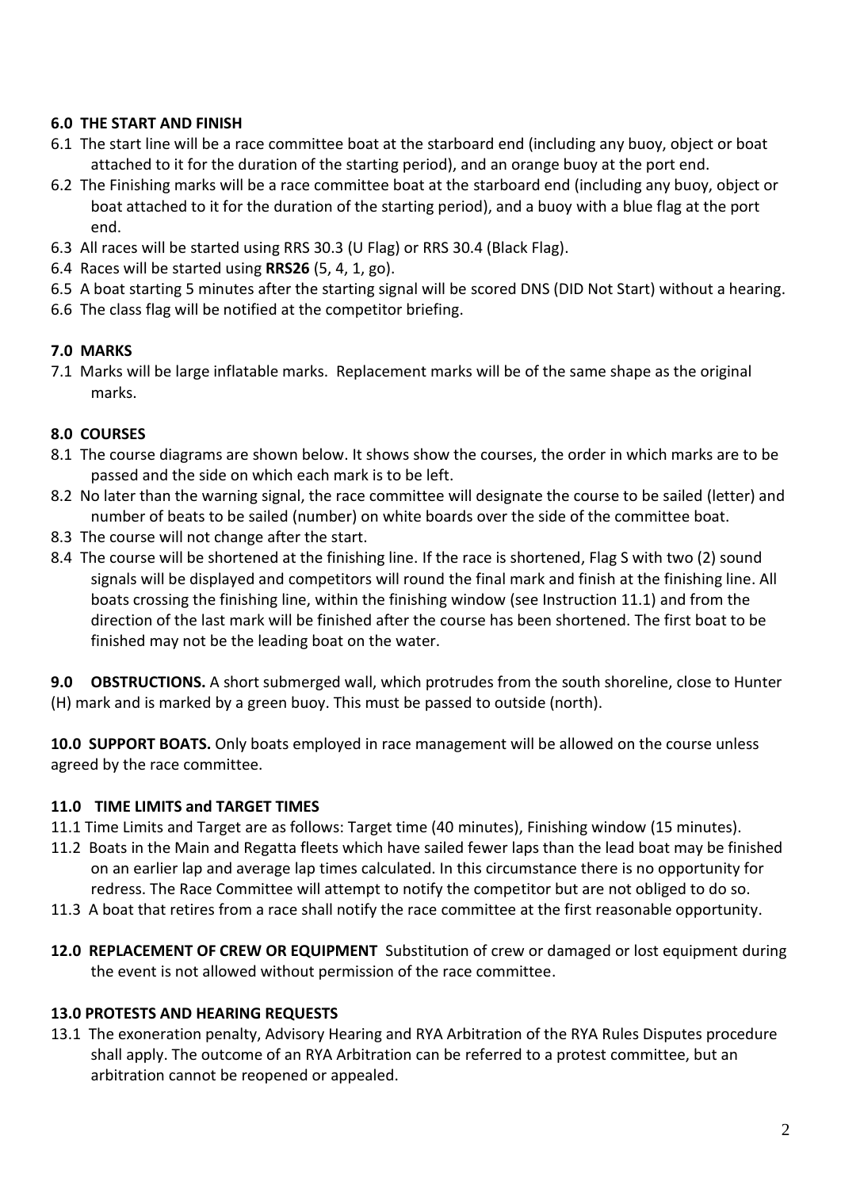### 6.0 THE START AND FINISH

6.1 The start line will be a race committee boat at the starboard end (including any buoy, object or boat attached to it for the duration of the starting period), and an orange buoy at the port end.

6.2 The Finishing marks will be a race committee boat at the starboard end (including any buoy, object or boat attached to it for the duration of the starting period), and a buoy with a blue flag at the port end.

6.3 All races will be started using RRS 30.3 (U Flag) or RRS 30.4 (Black Flag).

6.4 Races will be started using **RRS26** (5, 4, 1, go).

6.5 A boat starting 5 minutes after the starting signal will be scored DNS (DID Not Start) without a hearing.

6.6 The class flag will be notified at the competitor briefing.

### 7.0 MARKS

7.1 Marks will be large inflatable marks. Replacement marks will be of the same shape as the original marks.

### 8.0 COURSES

8.1 The course diagrams are shown below. It shows show the courses, the order in which marks are to be passed and the side on which each mark is to be left.

8.2 No later than the warning signal, the race committee will designate the course to be sailed (letter) and number of beats to be sailed (number) on white boards over the side of the committee boat.

8.3 The course will not change after the start.

8.4 The course will be shortened at the finishing line. If the race is shortened, Flag S with two (2) sound signals will be displayed and competitors will round the final mark and finish at the finishing line. All boats crossing the finishing line, within the finishing window (see Instruction 11.1) and from the direction of the last mark will be finished after the course has been shortened. The first boat to be finished may not be the leading boat on the water.

**9.0 OBSTRUCTIONS.** A short submerged wall, which protrudes from the south shoreline, close to Hunter (H) mark and is marked by a green buoy. This must be passed to outside (north).

**10.0 SUPPORT BOATS.** Only boats employed in race management will be allowed on the course unless agreed by the race committee.

### 11.0 TIME LIMITS and TARGET TIMES

11.1 Time Limits and Target are as follows: Target time (40 minutes), Finishing window (15 minutes).

11.2 Boats in the Main and Regatta fleets which have sailed fewer laps than the lead boat may be finished on an earlier lap and average lap times calculated. In this circumstance there is no opportunity for redress. The Race Committee will attempt to notify the competitor but are not obliged to do so.

11.3 A boat that retires from a race shall notify the race committee at the first reasonable opportunity.

**12.0 REPLACEMENT OF CREW OR EQUIPMENT** Substitution of crew or damaged or lost equipment during the event is not allowed without permission of the race committee.

### 13.0 PROTESTS AND HEARING REQUESTS

13.1 The exoneration penalty, Advisory Hearing and RYA Arbitration of the RYA Rules Disputes procedure shall apply. The outcome of an RYA Arbitration can be referred to a protest committee, but an arbitration cannot be reopened or appealed.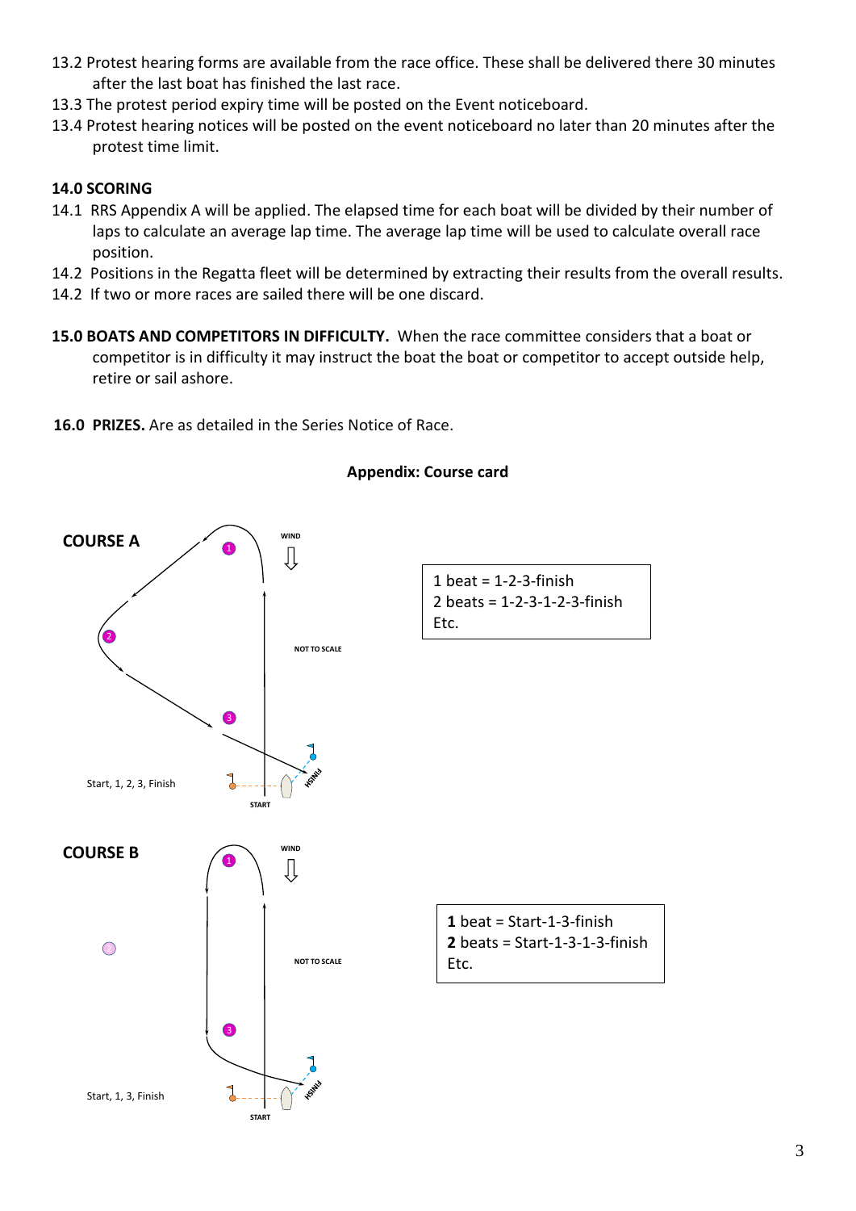13.2 Protest hearing forms are available from the race office. These shall be delivered there 30 minutes after the last boat has finished the last race.

13.3 The protest period expiry time will be posted on the Event noticeboard.

13.4 Protest hearing notices will be posted on the event noticeboard no later than 20 minutes after the protest time limit.

**14.0 SCORING**

14.1 RRS Appendix A will be applied. The elapsed time for each boat will be divided by their number of laps to calculate an average lap time. The average lap time will be used to calculate overall race position.

14.2 Positions in the Regatta fleet will be determined by extracting their results from the overall results.

14.2 If two or more races are sailed there will be one discard.

**15.0 BOATS AND COMPETITORS IN DIFFICULTY.** When the race committee considers that a boat or competitor is in difficulty it may instruct the boat the boat or competitor to accept outside help, retire or sail ashore.

**16.0 PRIZES.** Are as detailed in the Series Notice of Race.

**Appendix: Course card**

**COURSE A**

WIND

NOT TO SCALE

Start, 1, 2, 3, Finish

START

FINISH

1 beat = 1-2-3-finish
2 beats = 1-2-3-1-2-3-finish
Etc.

**COURSE B**

WIND

NOT TO SCALE

Start, 1, 3, Finish

START

FINISH

**1** beat = Start-1-3-finish
**2** beats = Start-1-3-1-3-finish
Etc.